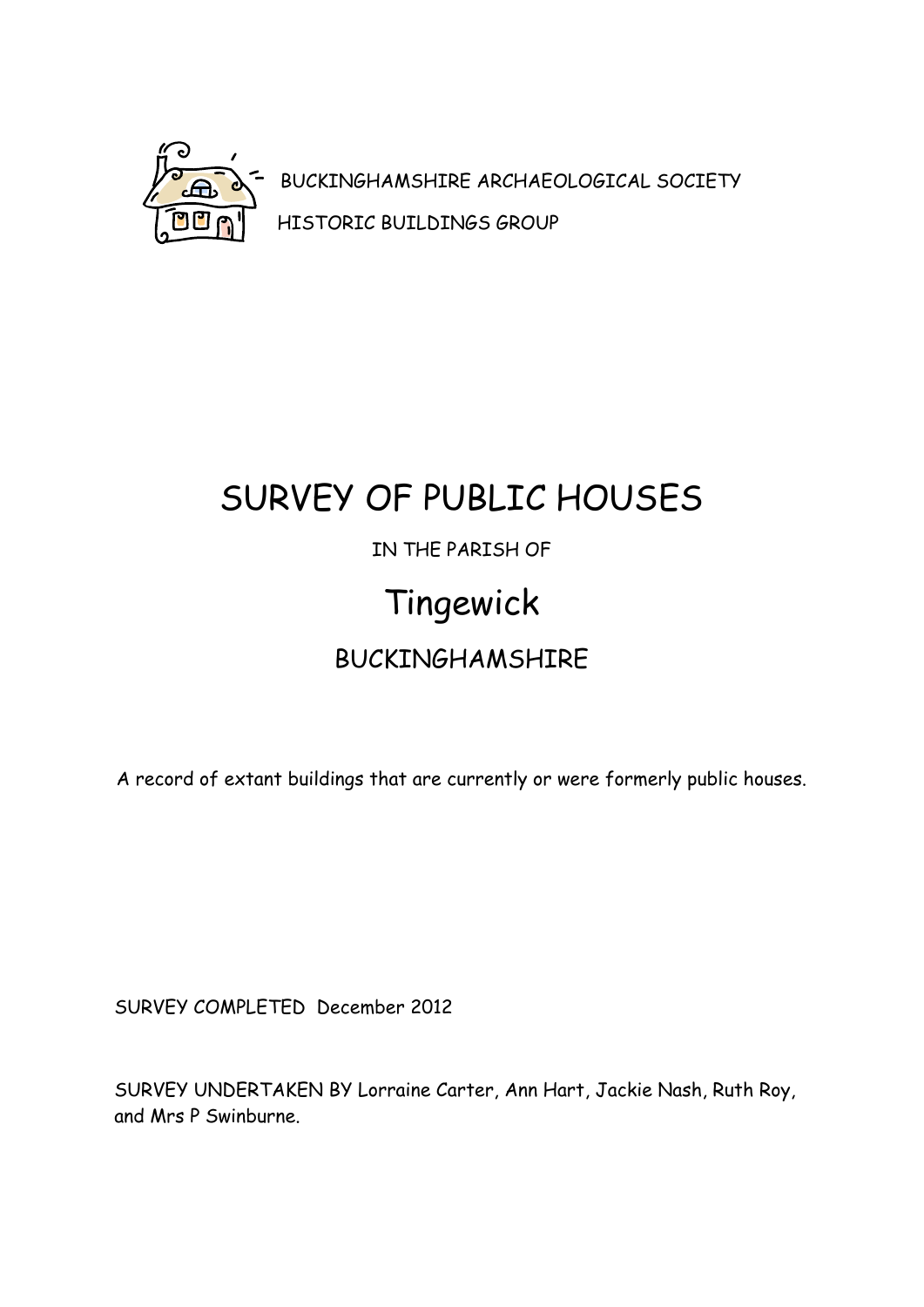BUCKINGHAMSHIRE ARCHAEOLOGICAL SOCIETY

HISTORIC BUILDINGS GROUP

# SURVEY OF PUBLIC HOUSES

IN THE PARISH OF

# Tingewick

## BUCKINGHAMSHIRE

A record of extant buildings that are currently or were formerly public houses.

SURVEY COMPLETED December 2012

SURVEY UNDERTAKEN BY Lorraine Carter, Ann Hart, Jackie Nash, Ruth Roy, and Mrs P Swinburne.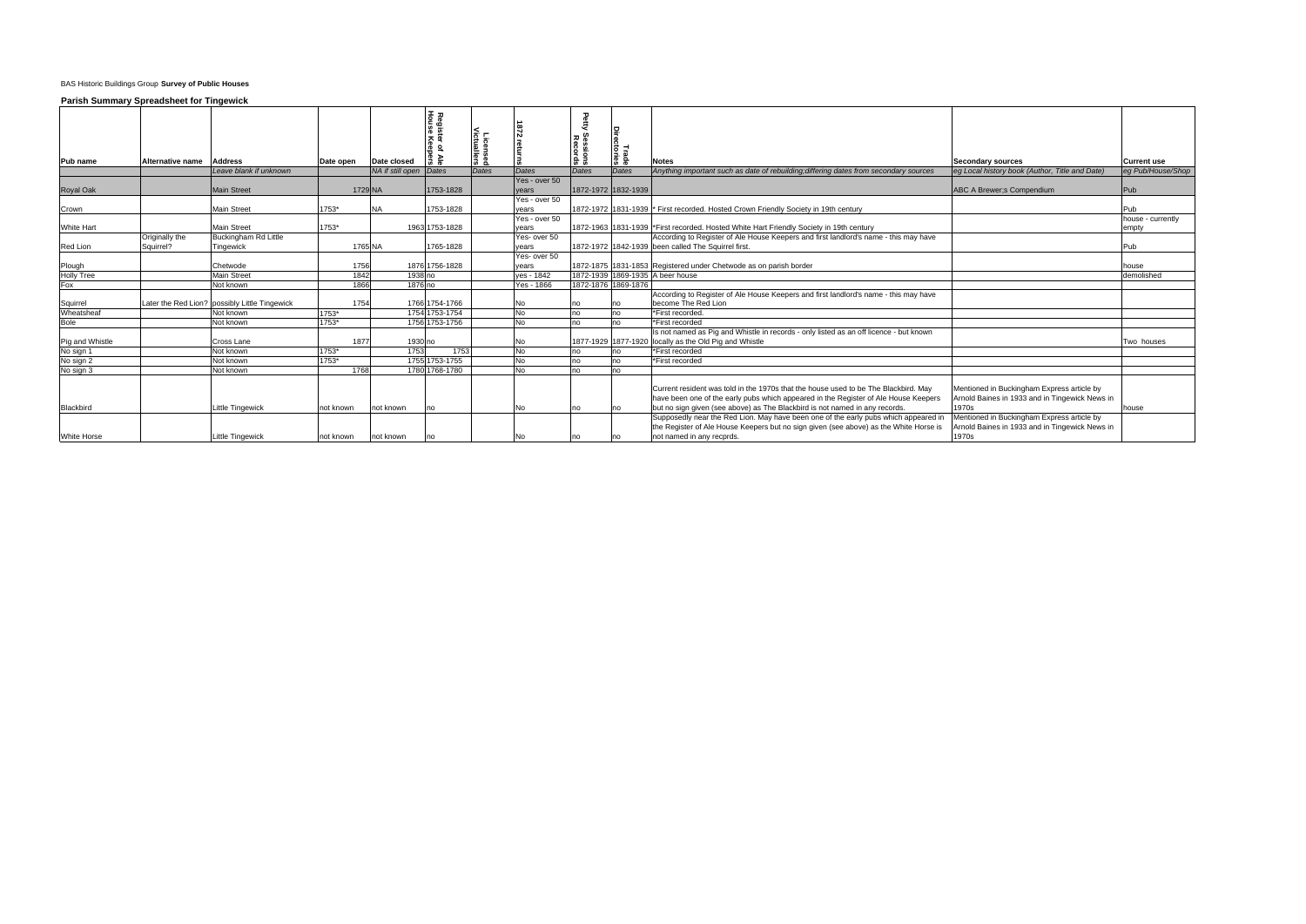BAS Historic Buildings Group **Survey of Public Houses**

**Parish Summary Spreadsheet for Tingewick**

| Pub name | Alternative name | Address | Date open | Date closed | Register of Ale House Keepers | Licensed Victuallers | 1872 returns | Petty Sessions Records | Trade Directories | Notes | Secondary sources | Current use |
|---|---|---|---|---|---|---|---|---|---|---|---|---|
| | | *Leave blank if unknown* | | *NA if still open* | *Dates* | *Dates* | *Dates* | *Dates* | *Dates* | *Anything important such as date of rebuilding;differing dates from secondary sources* | *eg Local history book (Author, Title and Date)* | *eg Pub/House/Shop* |
| Royal Oak | | Main Street | 1729 | NA | 1753-1828 | | Yes - over 50 years | 1872-1972 | 1832-1939 | | ABC A Brewer;s Compendium | Pub |
| Crown | | Main Street | 1753* | NA | 1753-1828 | | Yes - over 50 years | 1872-1972 | 1831-1939 | * First recorded. Hosted Crown Friendly Society in 19th century | | Pub |
| White Hart | | Main Street | 1753* | 1963 | 1753-1828 | | Yes - over 50 years | 1872-1963 | 1831-1939 | *First recorded. Hosted White Hart Friendly Society in 19th century | | house - currently empty |
| Red Lion | Originally the Squirrel? | Buckingham Rd Little Tingewick | 1765 | NA | 1765-1828 | | Yes- over 50 years | 1872-1972 | 1842-1939 | According to Register of Ale House Keepers and first landlord's name - this may have been called The Squirrel first. | | Pub |
| Plough | | Chetwode | 1756 | 1876 | 1756-1828 | | Yes- over 50 years | 1872-1875 | 1831-1853 | Registered under Chetwode as on parish border | | house |
| Holly Tree | | Main Street | 1842 | 1938 | no | | yes - 1842 | 1872-1939 | 1869-1935 | A beer house | | demolished |
| Fox | | Not known | 1866 | 1876 | no | | Yes - 1866 | 1872-1876 | 1869-1876 | | | |
| Squirrel | Later the Red Lion? | possibly Little Tingewick | 1754 | 1766 | 1754-1766 | | No | no | no | According to Register of Ale House Keepers and first landlord's name - this may have become The Red Lion | | |
| Wheatsheaf | | Not known | 1753* | 1754 | 1753-1754 | | No | no | no | *First recorded. | | |
| Bole | | Not known | 1753* | 1756 | 1753-1756 | | No | no | no | *First recorded | | |
| Pig and Whistle | | Cross Lane | 1877 | 1930 | no | | No | 1877-1929 | 1877-1920 | Is not named as Pig and Whistle in records - only listed as an off licence - but known locally as the Old Pig and Whistle | | Two houses |
| No sign 1 | | Not known | 1753* | 1753 | 1753 | | No | no | no | *First recorded | | |
| No sign 2 | | Not known | 1753* | 1755 | 1753-1755 | | No | no | no | *First recorded | | |
| No sign 3 | | Not known | 1768 | 1780 | 1768-1780 | | No | no | no | | | |
| Blackbird | | Little Tingewick | not known | not known | no | | No | no | no | Current resident was told in the 1970s that the house used to be The Blackbird. May have been one of the early pubs which appeared in the Register of Ale House Keepers but no sign given (see above) as The Blackbird is not named in any records. | Mentioned in Buckingham Express article by Arnold Baines in 1933 and in Tingewick News in 1970s | house |
| White Horse | | Little Tingewick | not known | not known | no | | No | no | no | Supposedly near the Red Lion. May have been one of the early pubs which appeared in the Register of Ale House Keepers but no sign given (see above) as the White Horse is not named in any recprds. | Mentioned in Buckingham Express article by Arnold Baines in 1933 and in Tingewick News in 1970s | |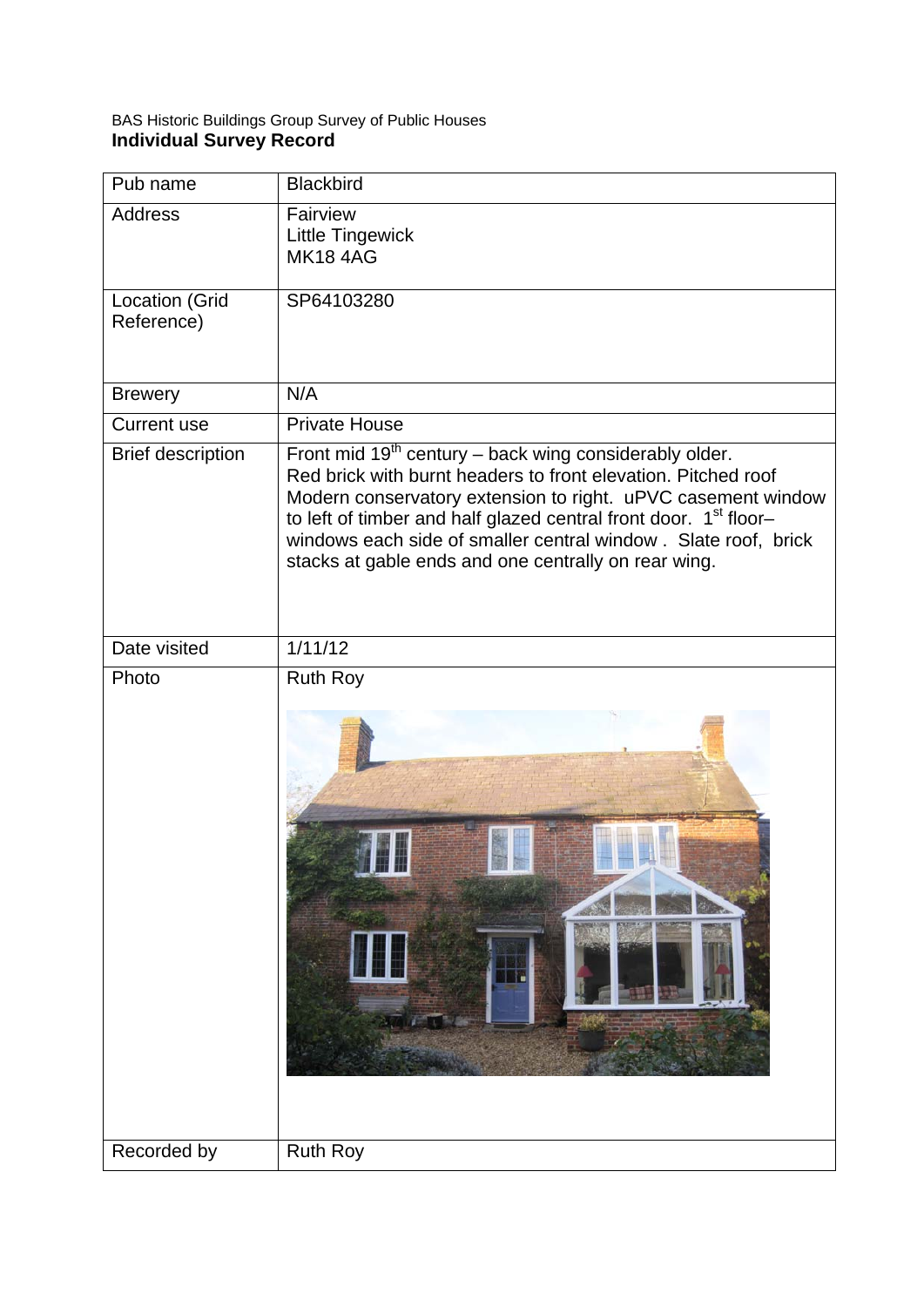BAS Historic Buildings Group Survey of Public Houses

**Individual Survey Record**

| | |
|---|---|
| Pub name | Blackbird |
| Address | Fairview<br>Little Tingewick<br>MK18 4AG |
| Location (Grid Reference) | SP64103280 |
| Brewery | N/A |
| Current use | Private House |
| Brief description | Front mid 19th century – back wing considerably older.<br>Red brick with burnt headers to front elevation. Pitched roof<br>Modern conservatory extension to right. uPVC casement window to left of timber and half glazed central front door. 1st floor– windows each side of smaller central window . Slate roof, brick stacks at gable ends and one centrally on rear wing. |
| Date visited | 1/11/12 |
| Photo | Ruth Roy |
| Recorded by | Ruth Roy |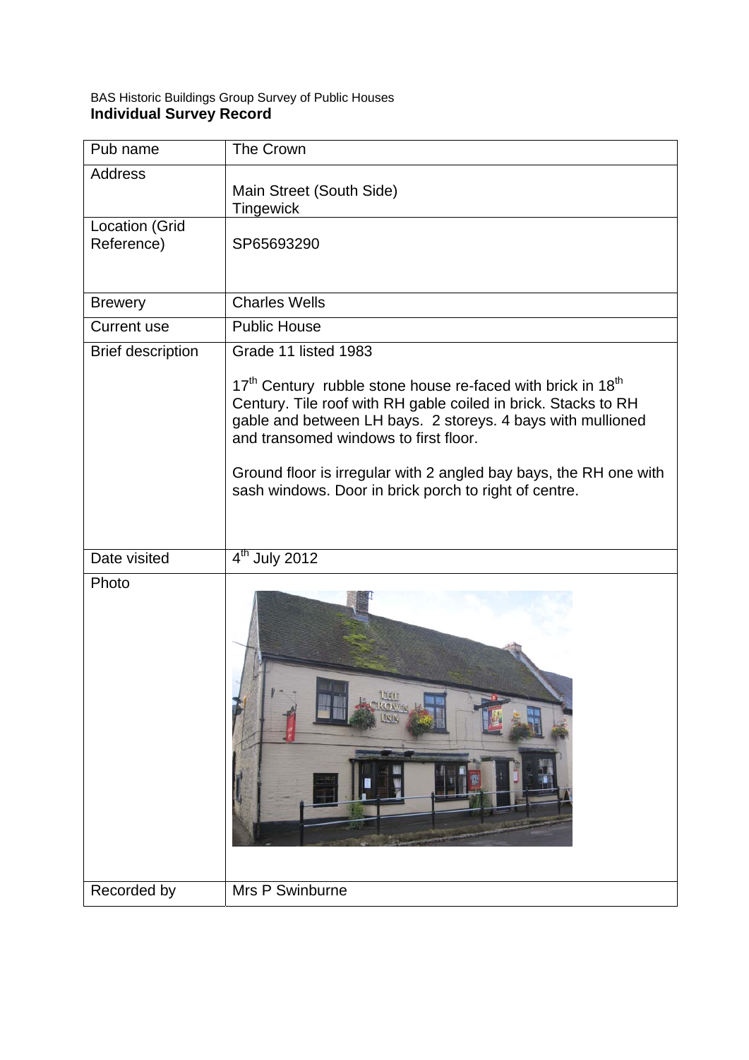BAS Historic Buildings Group Survey of Public Houses

**Individual Survey Record**

| Pub name | The Crown |
| --- | --- |
| Address | Main Street (South Side)<br>Tingewick |
| Location (Grid Reference) | SP65693290 |
| Brewery | Charles Wells |
| Current use | Public House |
| Brief description | Grade 11 listed 1983<br><br>17th Century rubble stone house re-faced with brick in 18th Century. Tile roof with RH gable coiled in brick. Stacks to RH gable and between LH bays. 2 storeys. 4 bays with mullioned and transomed windows to first floor.<br><br>Ground floor is irregular with 2 angled bay bays, the RH one with sash windows. Door in brick porch to right of centre. |
| Date visited | 4th July 2012 |
| Photo | |
| Recorded by | Mrs P Swinburne |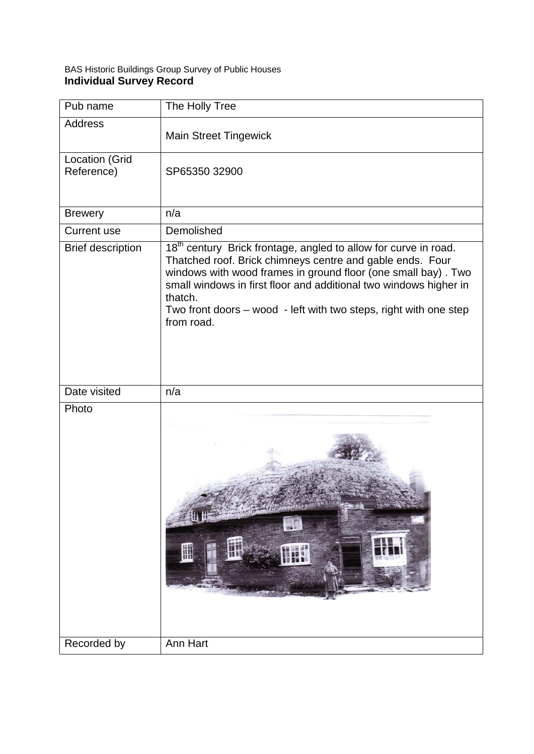BAS Historic Buildings Group Survey of Public Houses

**Individual Survey Record**

| Pub name | The Holly Tree |
| --- | --- |
| Address | Main Street Tingewick |
| Location (Grid Reference) | SP65350 32900 |
| Brewery | n/a |
| Current use | Demolished |
| Brief description | 18th century Brick frontage, angled to allow for curve in road. Thatched roof. Brick chimneys centre and gable ends. Four windows with wood frames in ground floor (one small bay) . Two small windows in first floor and additional two windows higher in thatch. Two front doors – wood - left with two steps, right with one step from road. |
| Date visited | n/a |
| Photo | |
| Recorded by | Ann Hart |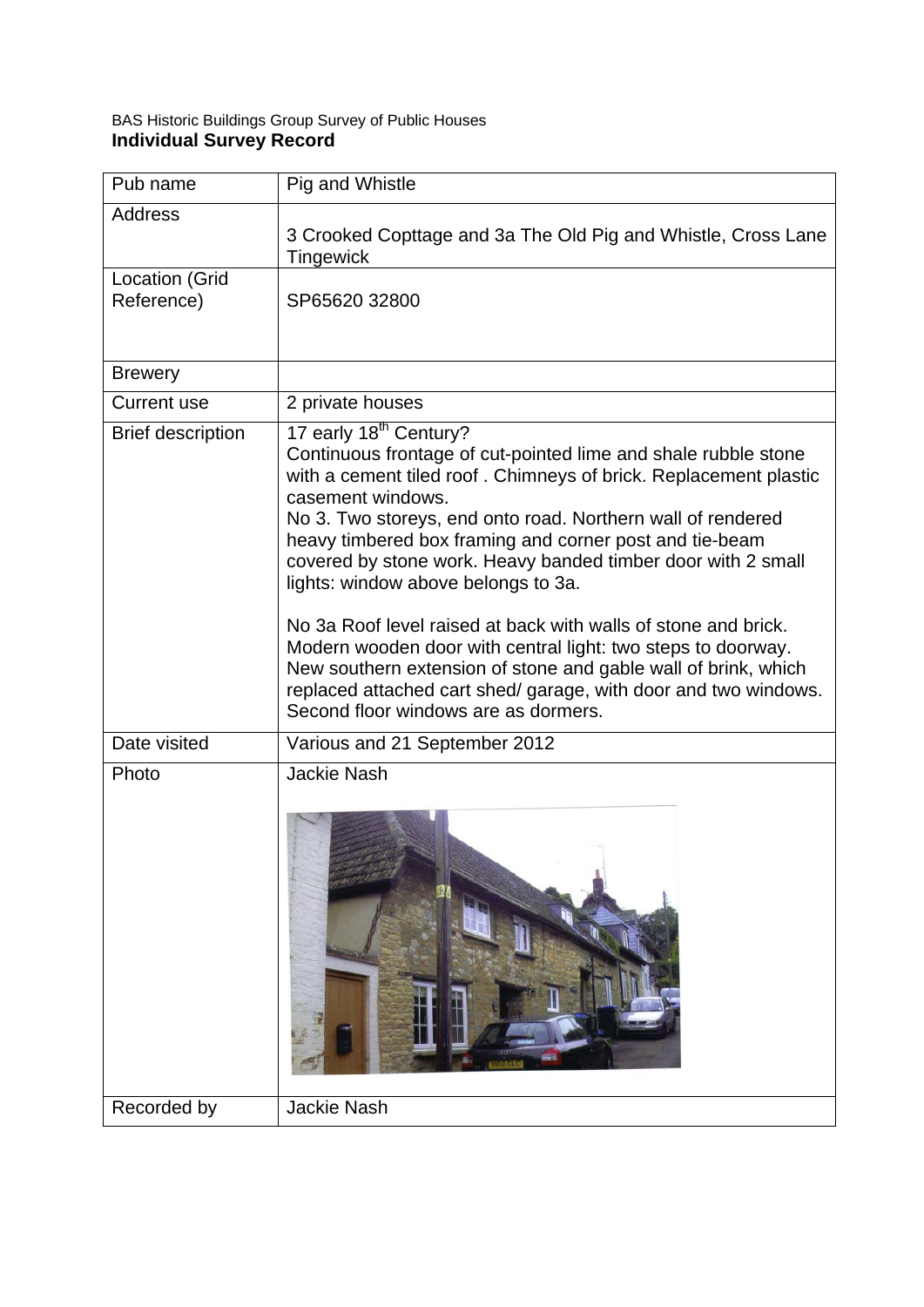BAS Historic Buildings Group Survey of Public Houses

**Individual Survey Record**

| Pub name | Pig and Whistle |
|---|---|
| Address | 3 Crooked Copttage and 3a The Old Pig and Whistle, Cross Lane Tingewick |
| Location (Grid Reference) | SP65620 32800 |
| Brewery | |
| Current use | 2 private houses |
| Brief description | 17 early 18th Century?<br>Continuous frontage of cut-pointed lime and shale rubble stone with a cement tiled roof . Chimneys of brick. Replacement plastic casement windows.<br>No 3. Two storeys, end onto road. Northern wall of rendered heavy timbered box framing and corner post and tie-beam covered by stone work. Heavy banded timber door with 2 small lights: window above belongs to 3a.<br><br>No 3a Roof level raised at back with walls of stone and brick. Modern wooden door with central light: two steps to doorway. New southern extension of stone and gable wall of brink, which replaced attached cart shed/ garage, with door and two windows. Second floor windows are as dormers. |
| Date visited | Various and 21 September 2012 |
| Photo | Jackie Nash |
| Recorded by | Jackie Nash |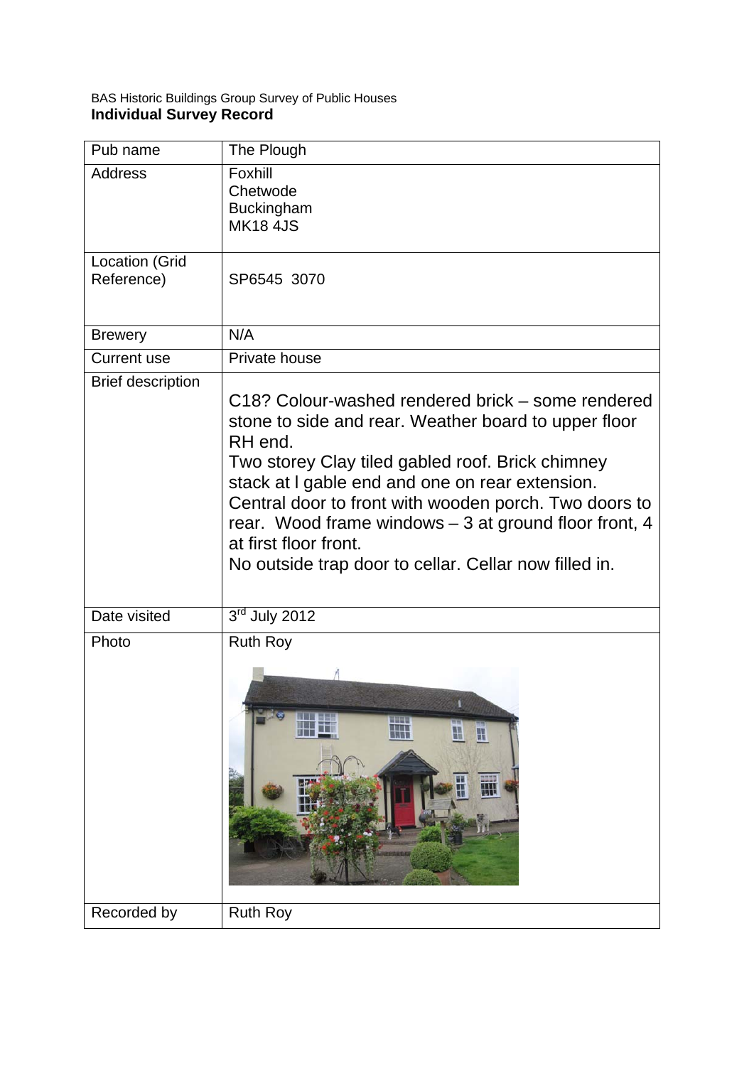BAS Historic Buildings Group Survey of Public Houses

**Individual Survey Record**

| Pub name | The Plough |
| --- | --- |
| Address | Foxhill<br>Chetwode<br>Buckingham<br>MK18 4JS |
| Location (Grid Reference) | SP6545 3070 |
| Brewery | N/A |
| Current use | Private house |
| Brief description | C18? Colour-washed rendered brick – some rendered stone to side and rear. Weather board to upper floor RH end.<br>Two storey Clay tiled gabled roof. Brick chimney stack at l gable end and one on rear extension.<br>Central door to front with wooden porch. Two doors to rear. Wood frame windows – 3 at ground floor front, 4 at first floor front.<br>No outside trap door to cellar. Cellar now filled in. |
| Date visited | 3rd July 2012 |
| Photo | Ruth Roy |
| Recorded by | Ruth Roy |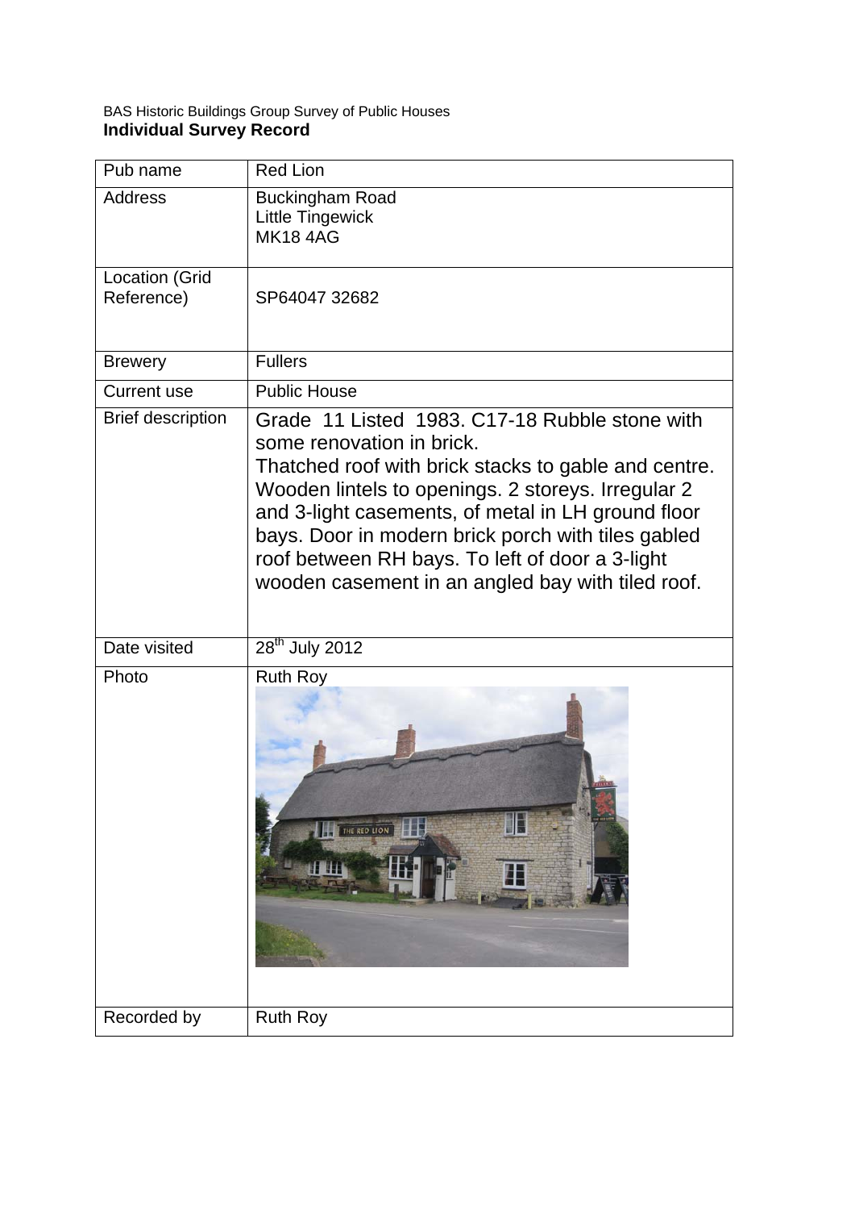BAS Historic Buildings Group Survey of Public Houses

**Individual Survey Record**

| Pub name | Red Lion |
|---|---|
| Address | Buckingham Road<br>Little Tingewick<br>MK18 4AG |
| Location (Grid Reference) | SP64047 32682 |
| Brewery | Fullers |
| Current use | Public House |
| Brief description | Grade 11 Listed 1983. C17-18 Rubble stone with some renovation in brick.<br>Thatched roof with brick stacks to gable and centre. Wooden lintels to openings. 2 storeys. Irregular 2 and 3-light casements, of metal in LH ground floor bays. Door in modern brick porch with tiles gabled roof between RH bays. To left of door a 3-light wooden casement in an angled bay with tiled roof. |
| Date visited | 28th July 2012 |
| Photo | Ruth Roy |
| Recorded by | Ruth Roy |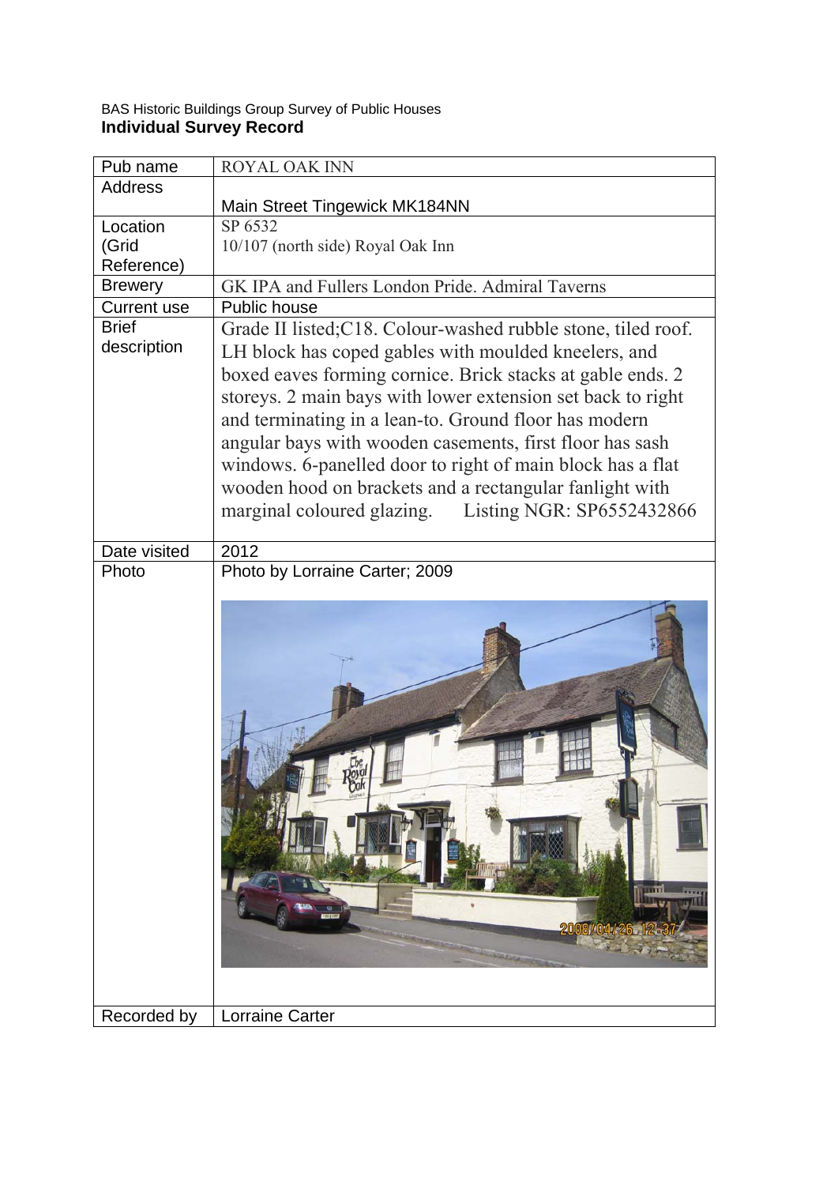BAS Historic Buildings Group Survey of Public Houses

**Individual Survey Record**

| Pub name | ROYAL OAK INN |
|---|---|
| Address | Main Street Tingewick MK184NN |
| Location (Grid Reference) | SP 6532<br>10/107 (north side) Royal Oak Inn |
| Brewery | GK IPA and Fullers London Pride. Admiral Taverns |
| Current use | Public house |
| Brief description | Grade II listed;C18. Colour-washed rubble stone, tiled roof. LH block has coped gables with moulded kneelers, and boxed eaves forming cornice. Brick stacks at gable ends. 2 storeys. 2 main bays with lower extension set back to right and terminating in a lean-to. Ground floor has modern angular bays with wooden casements, first floor has sash windows. 6-panelled door to right of main block has a flat wooden hood on brackets and a rectangular fanlight with marginal coloured glazing. Listing NGR: SP6552432866 |
| Date visited | 2012 |
| Photo | Photo by Lorraine Carter; 2009 |
| Recorded by | Lorraine Carter |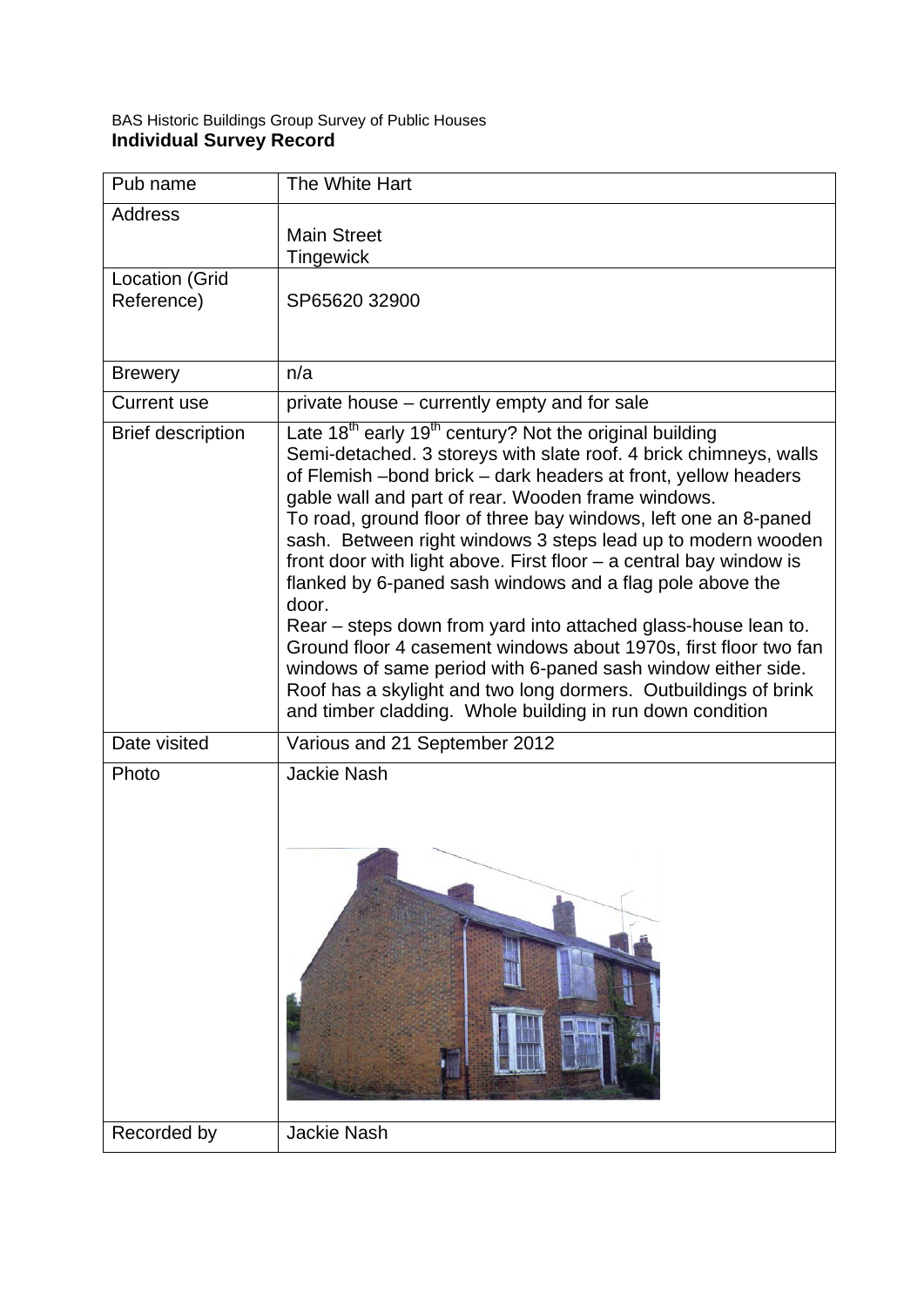BAS Historic Buildings Group Survey of Public Houses
**Individual Survey Record**

| | |
|---|---|
| Pub name | The White Hart |
| Address | Main Street<br>Tingewick |
| Location (Grid Reference) | SP65620 32900 |
| Brewery | n/a |
| Current use | private house – currently empty and for sale |
| Brief description | Late 18th early 19th century? Not the original building<br>Semi-detached. 3 storeys with slate roof. 4 brick chimneys, walls of Flemish –bond brick – dark headers at front, yellow headers gable wall and part of rear. Wooden frame windows.<br>To road, ground floor of three bay windows, left one an 8-paned sash. Between right windows 3 steps lead up to modern wooden front door with light above. First floor – a central bay window is flanked by 6-paned sash windows and a flag pole above the door.<br>Rear – steps down from yard into attached glass-house lean to. Ground floor 4 casement windows about 1970s, first floor two fan windows of same period with 6-paned sash window either side. Roof has a skylight and two long dormers. Outbuildings of brink and timber cladding. Whole building in run down condition |
| Date visited | Various and 21 September 2012 |
| Photo | Jackie Nash |
| Recorded by | Jackie Nash |